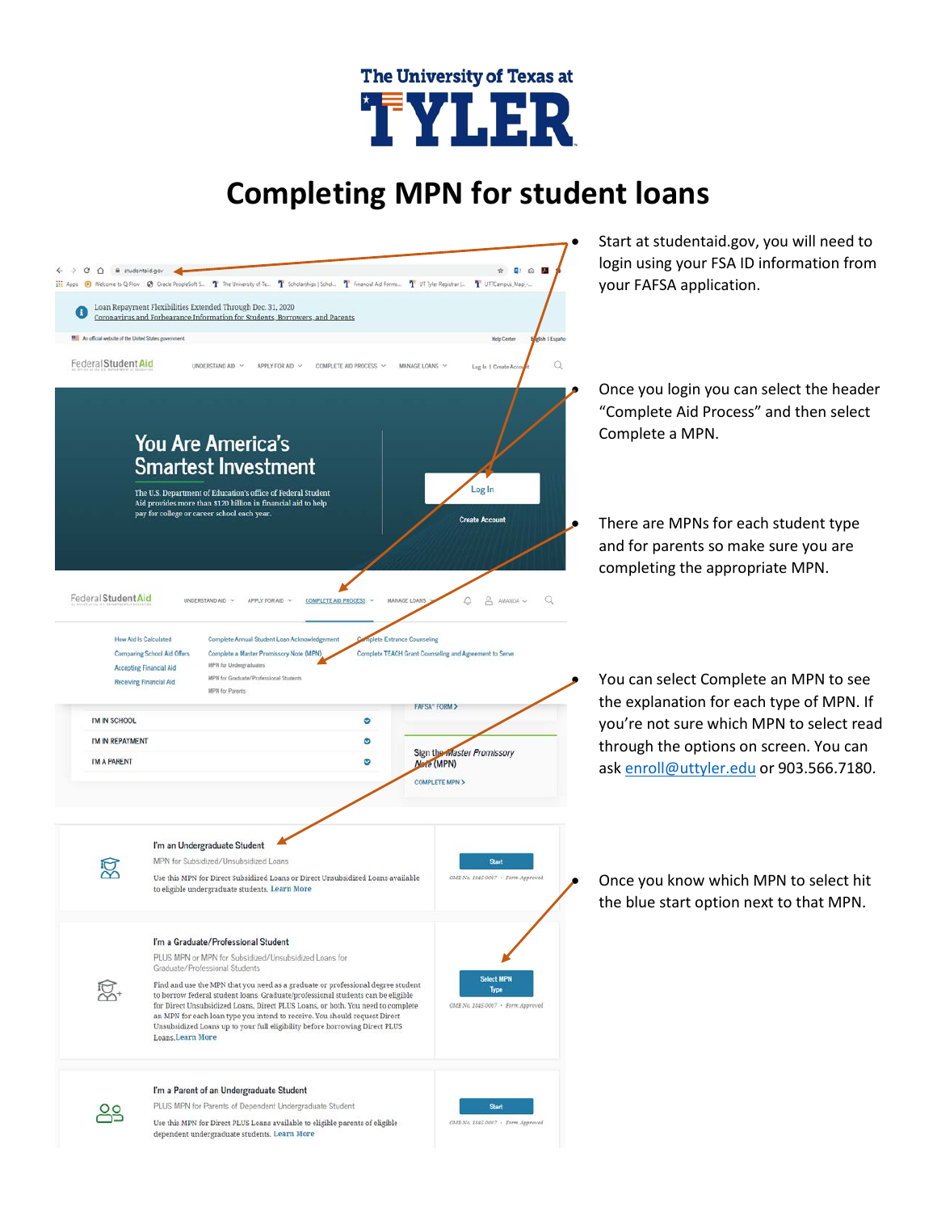The University of Texas at **TYLER**

# Completing MPN for student loans

- Start at studentaid.gov, you will need to login using your FSA ID information from your FAFSA application.
- Once you login you can select the header "Complete Aid Process" and then select Complete a MPN.
- There are MPNs for each student type and for parents so make sure you are completing the appropriate MPN.
- You can select Complete an MPN to see the explanation for each type of MPN. If you're not sure which MPN to select read through the options on screen. You can ask enroll@uttyler.edu or 903.566.7180.
- Once you know which MPN to select hit the blue start option next to that MPN.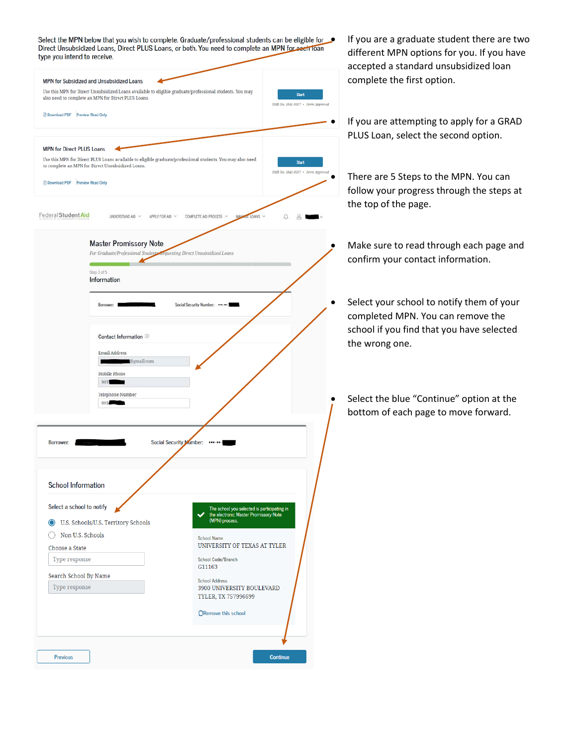Select the MPN below that you wish to complete. Graduate/professional students can be eligible for Direct Unsubsidized Loans, Direct PLUS Loans, or both. You need to complete an MPN for each loan type you intend to receive.

**MPN for Subsidized and Unsubsidized Loans**

Use this MPN for Direct Unsubsidized Loans available to eligible graduate/professional students. You may also need to complete an MPN for Direct PLUS Loans.

Download PDF | Preview Read Only

Start

OMB No. 1845-0007 • Form Approved

**MPN for Direct PLUS Loans**

Use this MPN for Direct PLUS Loans available to eligible graduate/professional students. You may also need to complete an MPN for Direct Unsubsidized Loans.

Download PDF | Preview Read Only

Start

OMB No. 1845-0007 • Form Approved

FederalStudentAid | UNDERSTAND AID | APPLY FOR AID | COMPLETE AID PROCESS | MANAGE LOANS

**Master Promissory Note**

*For Graduate/Professional Students Requesting Direct Unsubsidized Loans*

Step 1 of 5

**Information**

Borrower: | Social Security Number: •••-••-

Contact Information

Email Address: @gmail.com

Mobile Phone: 903

Telephone Number: 903

Borrower: | Social Security Number: •••-••-

**School Information**

Select a school to notify

- U.S. Schools/U.S. Territory Schools
- Non U.S. Schools

Choose a State: Type response

Search School By Name: Type response

The school you selected is participating in the electronic Master Promissory Note (MPN) process.

School Name: UNIVERSITY OF TEXAS AT TYLER

School Code/Branch: G11163

School Address: 3900 UNIVERSITY BOULEVARD TYLER, TX 757996699

Remove this school

Previous | Continue

- If you are a graduate student there are two different MPN options for you. If you have accepted a standard unsubsidized loan complete the first option.
- If you are attempting to apply for a GRAD PLUS Loan, select the second option.
- There are 5 Steps to the MPN. You can follow your progress through the steps at the top of the page.
- Make sure to read through each page and confirm your contact information.
- Select your school to notify them of your completed MPN. You can remove the school if you find that you have selected the wrong one.
- Select the blue "Continue" option at the bottom of each page to move forward.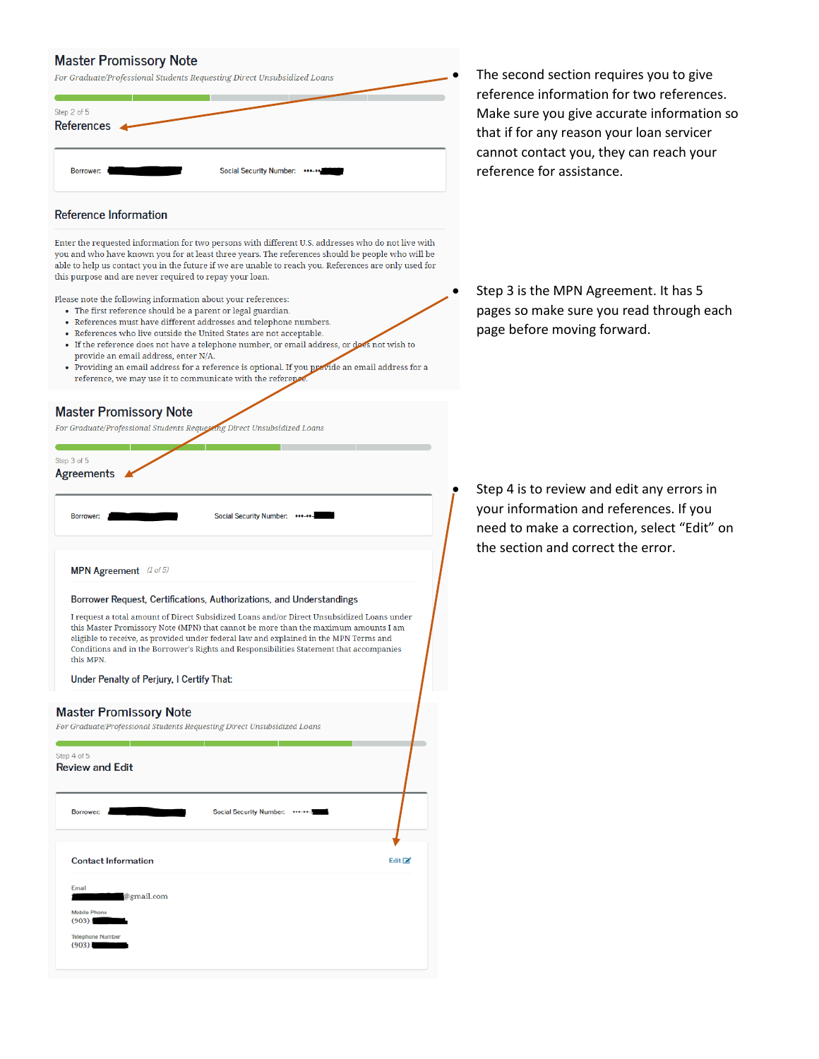## Master Promissory Note

*For Graduate/Professional Students Requesting Direct Unsubsidized Loans*

Step 2 of 5

### References

Borrower: ████ Social Security Number: •••-••-████

#### Reference Information

Enter the requested information for two persons with different U.S. addresses who do not live with you and who have known you for at least three years. The references should be people who will be able to help us contact you in the future if we are unable to reach you. References are only used for this purpose and are never required to repay your loan.

Please note the following information about your references:

- The first reference should be a parent or legal guardian.
- References must have different addresses and telephone numbers.
- References who live outside the United States are not acceptable.
- If the reference does not have a telephone number, or email address, or does not wish to provide an email address, enter N/A.
- Providing an email address for a reference is optional. If you provide an email address for a reference, we may use it to communicate with the reference.

- The second section requires you to give reference information for two references. Make sure you give accurate information so that if for any reason your loan servicer cannot contact you, they can reach your reference for assistance.

## Master Promissory Note

*For Graduate/Professional Students Requesting Direct Unsubsidized Loans*

Step 3 of 5

### Agreements

Borrower: ████ Social Security Number: •••-••-████

**MPN Agreement** *(1 of 5)*

**Borrower Request, Certifications, Authorizations, and Understandings**

I request a total amount of Direct Subsidized Loans and/or Direct Unsubsidized Loans under this Master Promissory Note (MPN) that cannot be more than the maximum amounts I am eligible to receive, as provided under federal law and explained in the MPN Terms and Conditions and in the Borrower's Rights and Responsibilities Statement that accompanies this MPN.

Under Penalty of Perjury, I Certify That:

- Step 3 is the MPN Agreement. It has 5 pages so make sure you read through each page before moving forward.

## Master Promissory Note

*For Graduate/Professional Students Requesting Direct Unsubsidized Loans*

Step 4 of 5

### Review and Edit

Borrower: ████ Social Security Number: •••-••-████

**Contact Information** Edit

Email
████@gmail.com

Mobile Phone
(903) ████

Telephone Number
(903) ████

- Step 4 is to review and edit any errors in your information and references. If you need to make a correction, select "Edit" on the section and correct the error.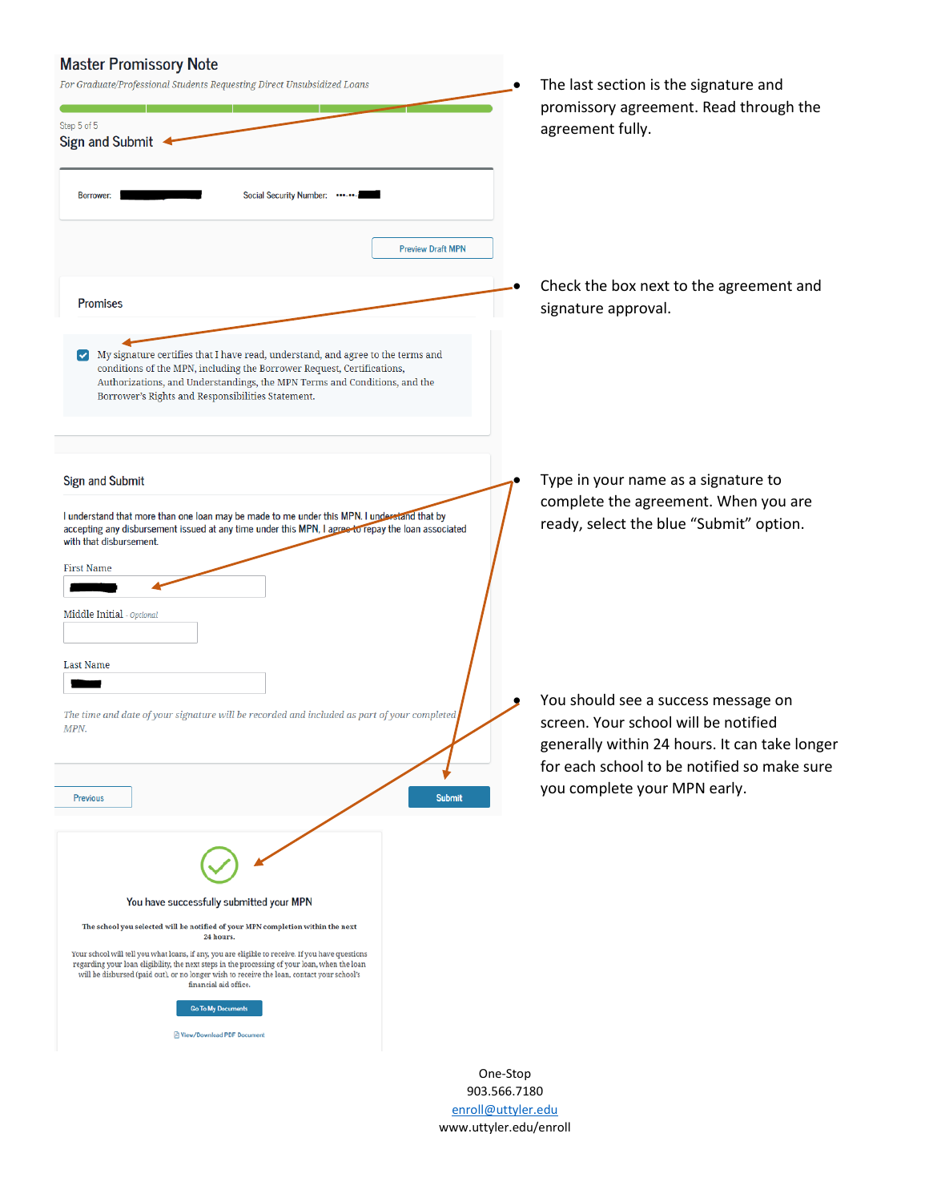## Master Promissory Note

*For Graduate/Professional Students Requesting Direct Unsubsidized Loans*

Step 5 of 5

### Sign and Submit

Borrower: ████ Social Security Number: •••-••-███

Preview Draft MPN

**Promises**

- [x] My signature certifies that I have read, understand, and agree to the terms and conditions of the MPN, including the Borrower Request, Certifications, Authorizations, and Understandings, the MPN Terms and Conditions, and the Borrower's Rights and Responsibilities Statement.

**Sign and Submit**

I understand that more than one loan may be made to me under this MPN. I understand that by accepting any disbursement issued at any time under this MPN, I agree to repay the loan associated with that disbursement.

First Name

Middle Initial - *Optional*

Last Name

*The time and date of your signature will be recorded and included as part of your completed MPN.*

Previous | Submit

You have successfully submitted your MPN

**The school you selected will be notified of your MPN completion within the next 24 hours.**

Your school will tell you what loans, if any, you are eligible to receive. If you have questions regarding your loan eligibility, the next steps in the processing of your loan, when the loan will be disbursed (paid out), or no longer wish to receive the loan, contact your school's financial aid office.

Go To My Documents

View/Download PDF Document

- The last section is the signature and promissory agreement. Read through the agreement fully.
- Check the box next to the agreement and signature approval.
- Type in your name as a signature to complete the agreement. When you are ready, select the blue "Submit" option.
- You should see a success message on screen. Your school will be notified generally within 24 hours. It can take longer for each school to be notified so make sure you complete your MPN early.

One-Stop
903.566.7180
enroll@uttyler.edu
www.uttyler.edu/enroll